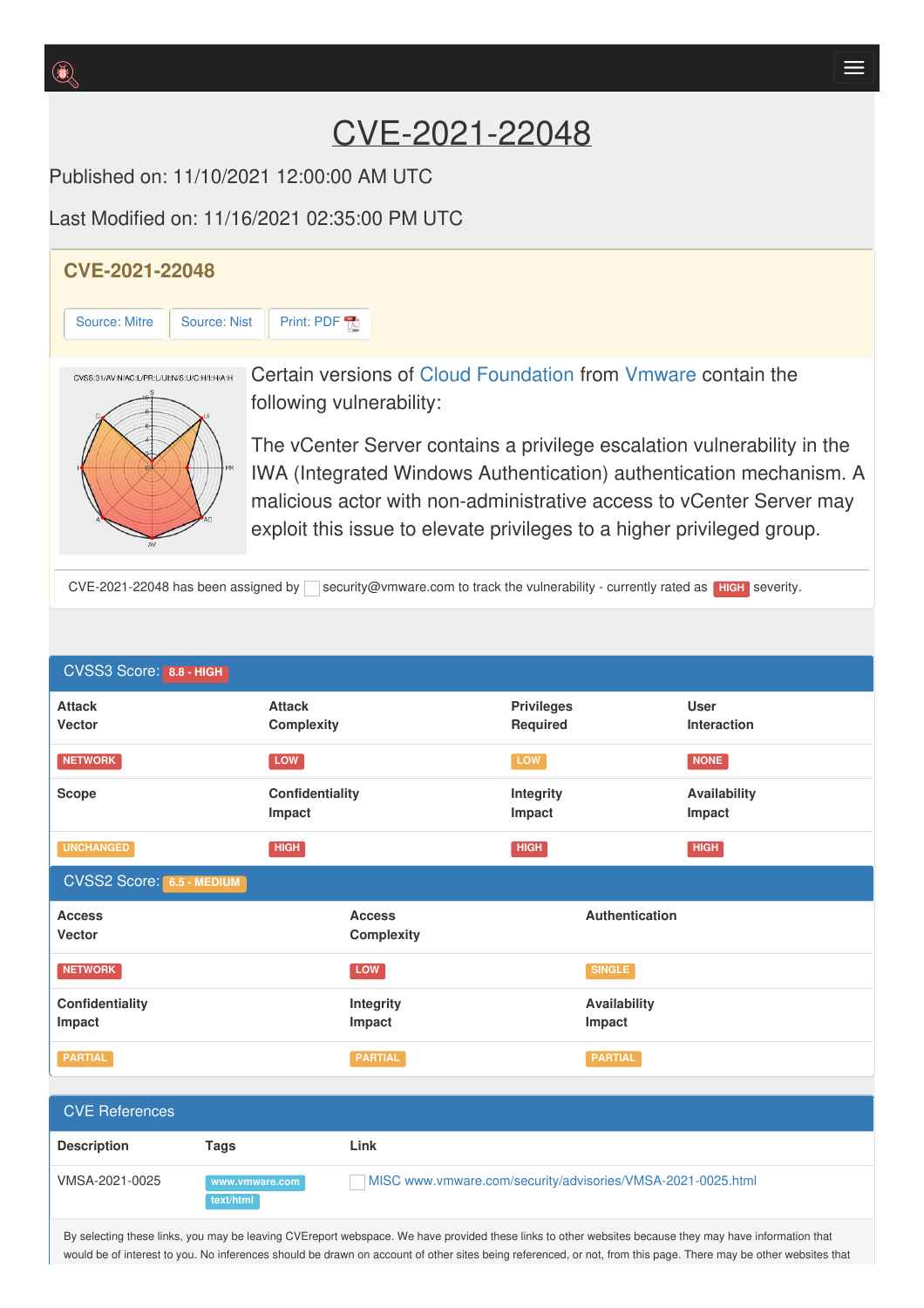# CVE-2021-22048

Published on: 11/10/2021 12:00:00 AM UTC

Last Modified on: 11/16/2021 02:35:00 PM UTC

## CVE-2021-22048

Source: Mitre | Source: Nist | Print: PDF

Certain versions of Cloud Foundation from Vmware contain the following vulnerability:

The vCenter Server contains a privilege escalation vulnerability in the IWA (Integrated Windows Authentication) authentication mechanism. A malicious actor with non-administrative access to vCenter Server may exploit this issue to elevate privileges to a higher privileged group.

CVE-2021-22048 has been assigned by security@vmware.com to track the vulnerability - currently rated as HIGH severity.

## CVSS3 Score: 8.8 - HIGH

| Attack Vector | Attack Complexity | Privileges Required | User Interaction |
|---|---|---|---|
| NETWORK | LOW | LOW | NONE |
| **Scope** | **Confidentiality Impact** | **Integrity Impact** | **Availability Impact** |
| UNCHANGED | HIGH | HIGH | HIGH |

## CVSS2 Score: 6.5 - MEDIUM

| Access Vector | Access Complexity | Authentication |
|---|---|---|
| NETWORK | LOW | SINGLE |
| **Confidentiality Impact** | **Integrity Impact** | **Availability Impact** |
| PARTIAL | PARTIAL | PARTIAL |

## CVE References

| Description | Tags | Link |
|---|---|---|
| VMSA-2021-0025 | www.vmware.com text/html | MISC www.vmware.com/security/advisories/VMSA-2021-0025.html |

By selecting these links, you may be leaving CVEreport webspace. We have provided these links to other websites because they may have information that would be of interest to you. No inferences should be drawn on account of other sites being referenced, or not, from this page. There may be other websites that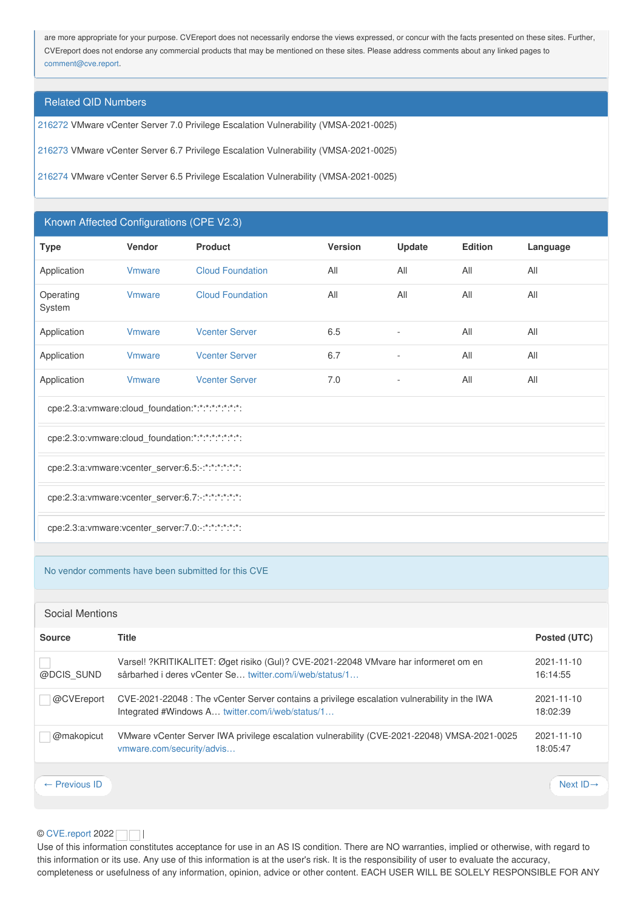are more appropriate for your purpose. CVEreport does not necessarily endorse the views expressed, or concur with the facts presented on these sites. Further, CVEreport does not endorse any commercial products that may be mentioned on these sites. Please address comments about any linked pages to comment@cve.report.

## Related QID Numbers

216272 VMware vCenter Server 7.0 Privilege Escalation Vulnerability (VMSA-2021-0025)

216273 VMware vCenter Server 6.7 Privilege Escalation Vulnerability (VMSA-2021-0025)

216274 VMware vCenter Server 6.5 Privilege Escalation Vulnerability (VMSA-2021-0025)

## Known Affected Configurations (CPE V2.3)

| Type | Vendor | Product | Version | Update | Edition | Language |
|---|---|---|---|---|---|---|
| Application | Vmware | Cloud Foundation | All | All | All | All |
| Operating System | Vmware | Cloud Foundation | All | All | All | All |
| Application | Vmware | Vcenter Server | 6.5 | - | All | All |
| Application | Vmware | Vcenter Server | 6.7 | - | All | All |
| Application | Vmware | Vcenter Server | 7.0 | - | All | All |

cpe:2.3:a:vmware:cloud_foundation:*:*:*:*:*:*:*:

cpe:2.3:o:vmware:cloud_foundation:*:*:*:*:*:*:*:

cpe:2.3:a:vmware:vcenter_server:6.5:-:*:*:*:*:*:

cpe:2.3:a:vmware:vcenter_server:6.7:-:*:*:*:*:*:

cpe:2.3:a:vmware:vcenter_server:7.0:-:*:*:*:*:*:

No vendor comments have been submitted for this CVE

## Social Mentions

| Source | Title | Posted (UTC) |
|---|---|---|
| @DCIS_SUND | Varsel! ?KRITIKALITET: Øget risiko (Gul)? CVE-2021-22048 VMvare har informeret om en sårbarhed i deres vCenter Se… twitter.com/i/web/status/1… | 2021-11-10 16:14:55 |
| @CVEreport | CVE-2021-22048 : The vCenter Server contains a privilege escalation vulnerability in the IWA Integrated #Windows A… twitter.com/i/web/status/1… | 2021-11-10 18:02:39 |
| @makopicut | VMware vCenter Server IWA privilege escalation vulnerability (CVE-2021-22048) VMSA-2021-0025 vmware.com/security/advis… | 2021-11-10 18:05:47 |

← Previous ID

Next ID→

© CVE.report 2022 |

Use of this information constitutes acceptance for use in an AS IS condition. There are NO warranties, implied or otherwise, with regard to this information or its use. Any use of this information is at the user's risk. It is the responsibility of user to evaluate the accuracy, completeness or usefulness of any information, opinion, advice or other content. EACH USER WILL BE SOLELY RESPONSIBLE FOR ANY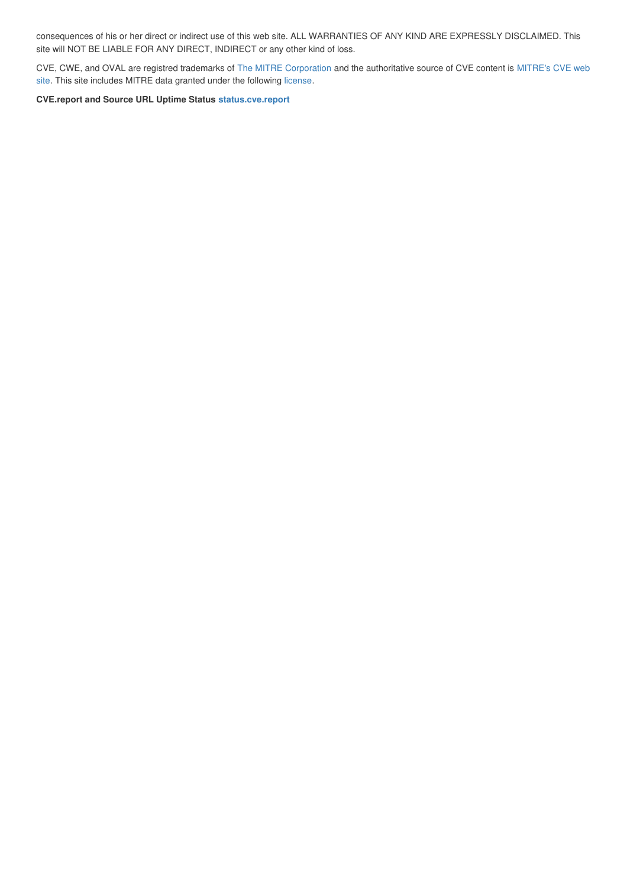consequences of his or her direct or indirect use of this web site. ALL WARRANTIES OF ANY KIND ARE EXPRESSLY DISCLAIMED. This site will NOT BE LIABLE FOR ANY DIRECT, INDIRECT or any other kind of loss.

CVE, CWE, and OVAL are registred trademarks of The MITRE Corporation and the authoritative source of CVE content is MITRE's CVE web site. This site includes MITRE data granted under the following license.

**CVE.report and Source URL Uptime Status status.cve.report**